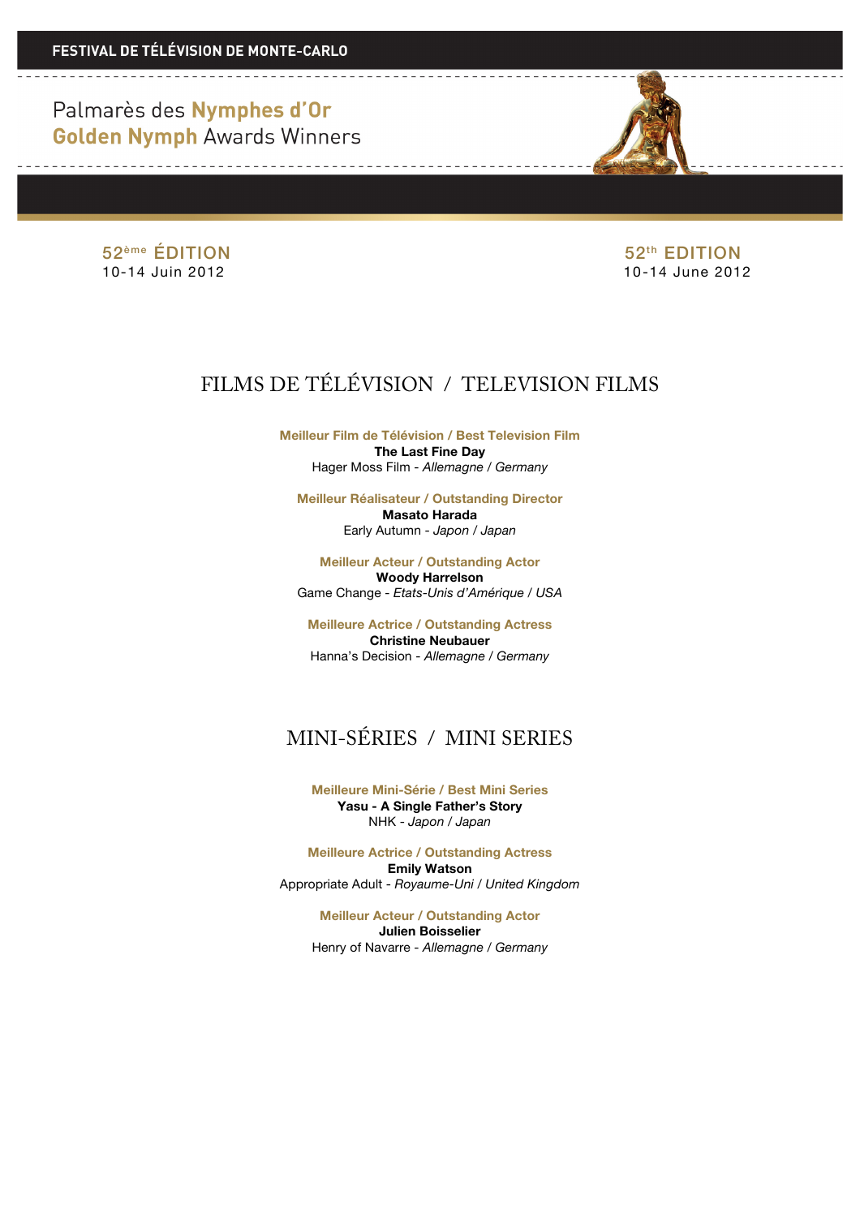**FESTIVAL DE TÉLÉVISION DE MONTE-CARLO**

# Palmarès des **Nymphes d'Or**
# **Golden Nymph** Awards Winners

52ème ÉDITION
10-14 Juin 2012

52th EDITION
10-14 June 2012

## FILMS DE TÉLÉVISION / TELEVISION FILMS

**Meilleur Film de Télévision / Best Television Film**
**The Last Fine Day**
Hager Moss Film - *Allemagne / Germany*

**Meilleur Réalisateur / Outstanding Director**
**Masato Harada**
Early Autumn - *Japon / Japan*

**Meilleur Acteur / Outstanding Actor**
**Woody Harrelson**
Game Change - *Etats-Unis d'Amérique / USA*

**Meilleure Actrice / Outstanding Actress**
**Christine Neubauer**
Hanna's Decision - *Allemagne / Germany*

## MINI-SÉRIES / MINI SERIES

**Meilleure Mini-Série / Best Mini Series**
**Yasu - A Single Father's Story**
NHK - *Japon / Japan*

**Meilleure Actrice / Outstanding Actress**
**Emily Watson**
Appropriate Adult - *Royaume-Uni / United Kingdom*

**Meilleur Acteur / Outstanding Actor**
**Julien Boisselier**
Henry of Navarre - *Allemagne / Germany*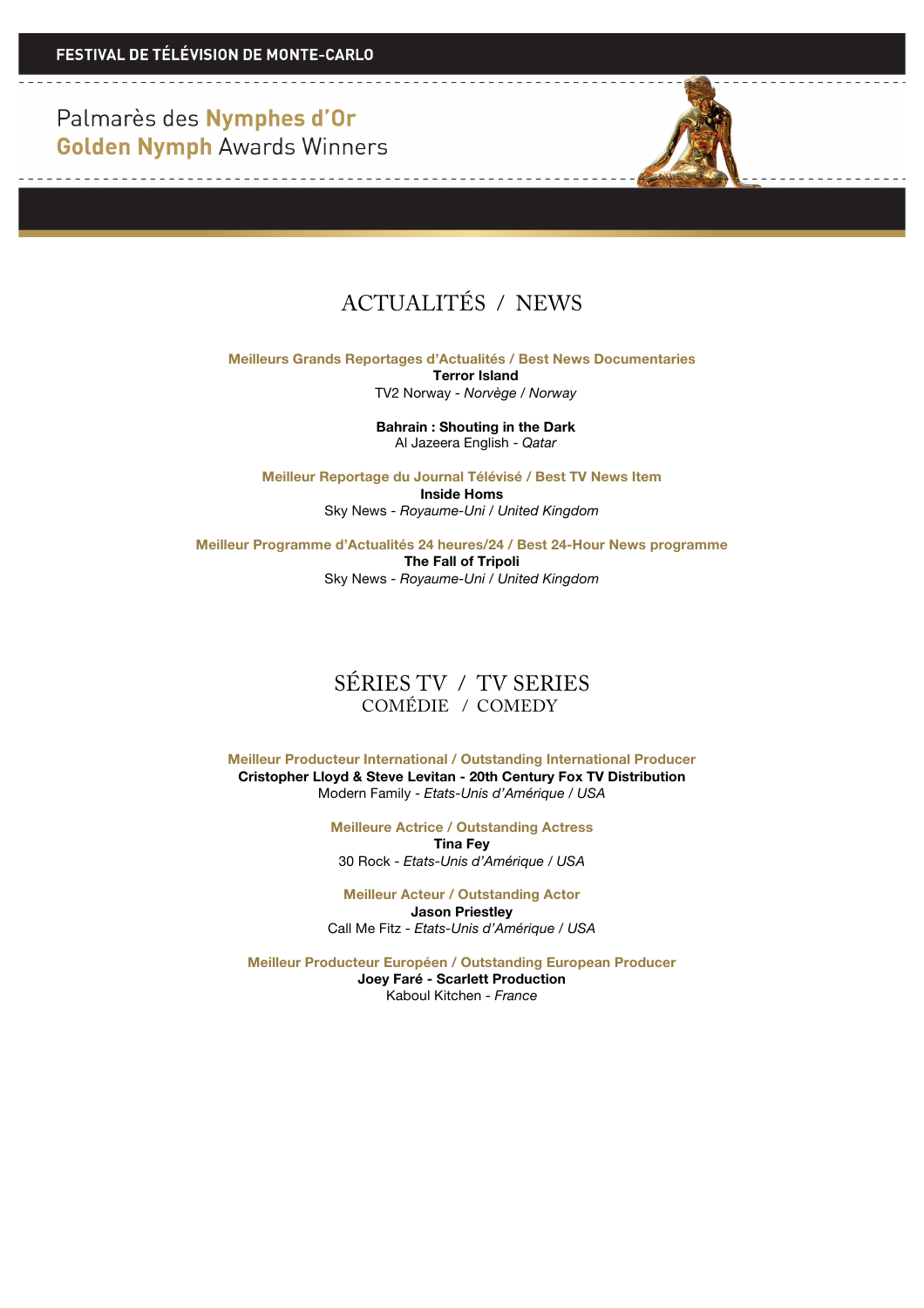FESTIVAL DE TÉLÉVISION DE MONTE-CARLO

Palmarès des **Nymphes d'Or**
**Golden Nymph** Awards Winners

# ACTUALITÉS / NEWS

### Meilleurs Grands Reportages d'Actualités / Best News Documentaries

**Terror Island**
TV2 Norway - *Norvège / Norway*

**Bahrain : Shouting in the Dark**
Al Jazeera English - *Qatar*

### Meilleur Reportage du Journal Télévisé / Best TV News Item

**Inside Homs**
Sky News - *Royaume-Uni / United Kingdom*

### Meilleur Programme d'Actualités 24 heures/24 / Best 24-Hour News programme

**The Fall of Tripoli**
Sky News - *Royaume-Uni / United Kingdom*

# SÉRIES TV / TV SERIES
## COMÉDIE / COMEDY

### Meilleur Producteur International / Outstanding International Producer

**Cristopher Lloyd & Steve Levitan - 20th Century Fox TV Distribution**
Modern Family - *Etats-Unis d'Amérique / USA*

### Meilleure Actrice / Outstanding Actress

**Tina Fey**
30 Rock - *Etats-Unis d'Amérique / USA*

### Meilleur Acteur / Outstanding Actor

**Jason Priestley**
Call Me Fitz - *Etats-Unis d'Amérique / USA*

### Meilleur Producteur Européen / Outstanding European Producer

**Joey Faré - Scarlett Production**
Kaboul Kitchen - *France*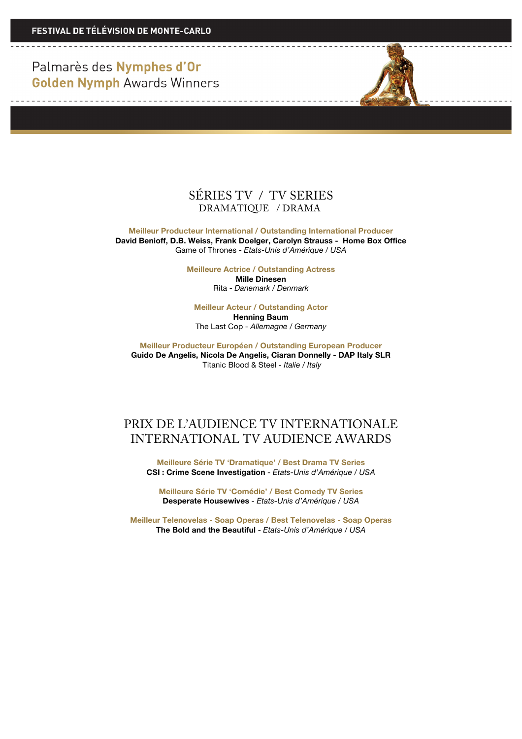FESTIVAL DE TÉLÉVISION DE MONTE-CARLO

Palmarès des **Nymphes d'Or**
**Golden Nymph** Awards Winners

## SÉRIES TV / TV SERIES
### DRAMATIQUE / DRAMA

**Meilleur Producteur International / Outstanding International Producer**
**David Benioff, D.B. Weiss, Frank Doelger, Carolyn Strauss - Home Box Office**
Game of Thrones - *Etats-Unis d'Amérique / USA*

**Meilleure Actrice / Outstanding Actress**
**Mille Dinesen**
Rita - *Danemark / Denmark*

**Meilleur Acteur / Outstanding Actor**
**Henning Baum**
The Last Cop - *Allemagne / Germany*

**Meilleur Producteur Européen / Outstanding European Producer**
**Guido De Angelis, Nicola De Angelis, Ciaran Donnelly - DAP Italy SLR**
Titanic Blood & Steel - *Italie / Italy*

## PRIX DE L'AUDIENCE TV INTERNATIONALE
## INTERNATIONAL TV AUDIENCE AWARDS

**Meilleure Série TV 'Dramatique' / Best Drama TV Series**
**CSI : Crime Scene Investigation** - *Etats-Unis d'Amérique / USA*

**Meilleure Série TV 'Comédie' / Best Comedy TV Series**
**Desperate Housewives** - *Etats-Unis d'Amérique / USA*

**Meilleur Telenovelas - Soap Operas / Best Telenovelas - Soap Operas**
**The Bold and the Beautiful** - *Etats-Unis d'Amérique / USA*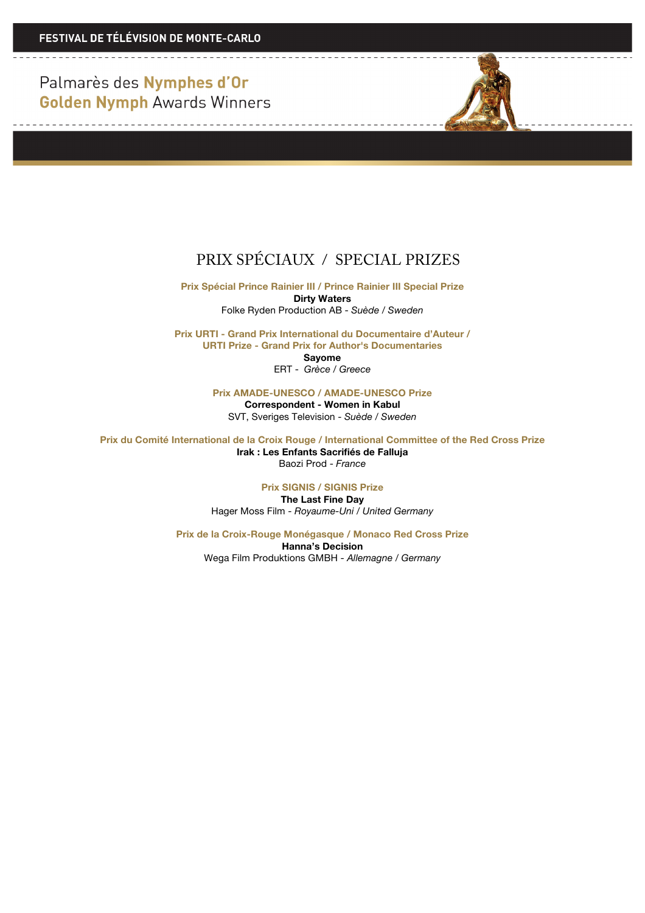# PRIX SPÉCIAUX / SPECIAL PRIZES

**Prix Spécial Prince Rainier III / Prince Rainier III Special Prize**
**Dirty Waters**
Folke Ryden Production AB - *Suède / Sweden*

**Prix URTI - Grand Prix International du Documentaire d'Auteur / URTI Prize - Grand Prix for Author's Documentaries**
**Sayome**
ERT - *Grèce / Greece*

**Prix AMADE-UNESCO / AMADE-UNESCO Prize**
**Correspondent - Women in Kabul**
SVT, Sveriges Television - *Suède / Sweden*

**Prix du Comité International de la Croix Rouge / International Committee of the Red Cross Prize**
**Irak : Les Enfants Sacrifiés de Falluja**
Baozi Prod - *France*

**Prix SIGNIS / SIGNIS Prize**
**The Last Fine Day**
Hager Moss Film - *Royaume-Uni / United Germany*

**Prix de la Croix-Rouge Monégasque / Monaco Red Cross Prize**
**Hanna's Decision**
Wega Film Produktions GMBH - *Allemagne / Germany*